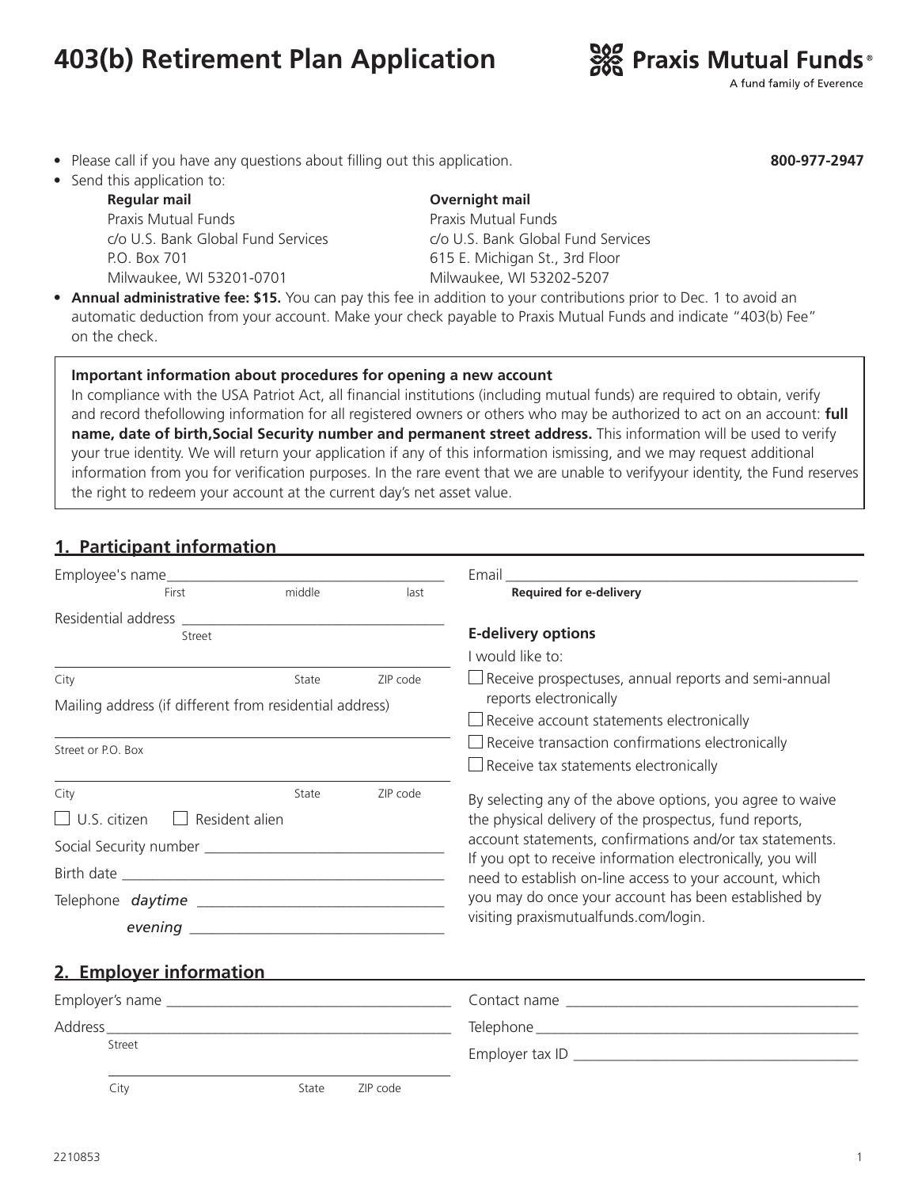# 403(b) Retirement Plan Application

Praxis Mutual Funds®
A fund family of Everence

- Please call if you have any questions about filling out this application. **800-977-2947**
- Send this application to:

**Regular mail**
Praxis Mutual Funds
c/o U.S. Bank Global Fund Services
P.O. Box 701
Milwaukee, WI 53201-0701

**Overnight mail**
Praxis Mutual Funds
c/o U.S. Bank Global Fund Services
615 E. Michigan St., 3rd Floor
Milwaukee, WI 53202-5207

- **Annual administrative fee: $15.** You can pay this fee in addition to your contributions prior to Dec. 1 to avoid an automatic deduction from your account. Make your check payable to Praxis Mutual Funds and indicate "403(b) Fee" on the check.

**Important information about procedures for opening a new account**
In compliance with the USA Patriot Act, all financial institutions (including mutual funds) are required to obtain, verify and record thefollowing information for all registered owners or others who may be authorized to act on an account: **full name, date of birth,Social Security number and permanent street address.** This information will be used to verify your true identity. We will return your application if any of this information ismissing, and we may request additional information from you for verification purposes. In the rare event that we are unable to verifyyour identity, the Fund reserves the right to redeem your account at the current day's net asset value.

## 1. Participant information

Employee's name ____________________________________
First middle last

Residential address ____________________________________
Street

____________________________________
City State ZIP code

Mailing address (if different from residential address)

____________________________________
Street or P.O. Box

____________________________________
City State ZIP code

☐ U.S. citizen ☐ Resident alien

Social Security number ____________________________________

Birth date ____________________________________

Telephone *daytime* ____________________________________

*evening* ____________________________________

Email ____________________________________
**Required for e-delivery**

**E-delivery options**

I would like to:

☐ Receive prospectuses, annual reports and semi-annual reports electronically

☐ Receive account statements electronically

☐ Receive transaction confirmations electronically

☐ Receive tax statements electronically

By selecting any of the above options, you agree to waive the physical delivery of the prospectus, fund reports, account statements, confirmations and/or tax statements. If you opt to receive information electronically, you will need to establish on-line access to your account, which you may do once your account has been established by visiting praxismutualfunds.com/login.

## 2. Employer information

Employer's name ____________________________________

Address ____________________________________
Street

____________________________________
City State ZIP code

Contact name ____________________________________

Telephone ____________________________________

Employer tax ID ____________________________________

2210853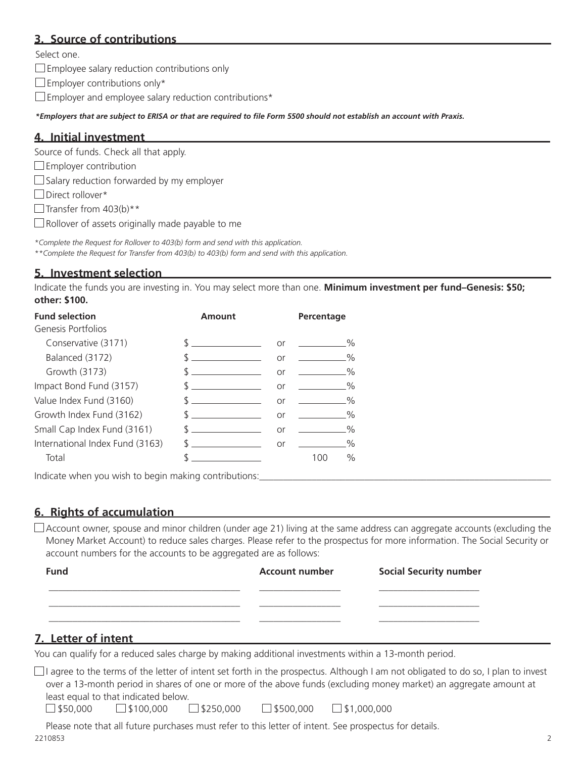## 3. Source of contributions

Select one.

- ☐ Employee salary reduction contributions only
- ☐ Employer contributions only*
- ☐ Employer and employee salary reduction contributions*

***Employers that are subject to ERISA or that are required to file Form 5500 should not establish an account with Praxis.***

## 4. Initial investment

Source of funds. Check all that apply.

- ☐ Employer contribution
- ☐ Salary reduction forwarded by my employer
- ☐ Direct rollover*
- ☐ Transfer from 403(b)**
- ☐ Rollover of assets originally made payable to me

*\*Complete the Request for Rollover to 403(b) form and send with this application.*
*\*\*Complete the Request for Transfer from 403(b) to 403(b) form and send with this application.*

## 5. Investment selection

Indicate the funds you are investing in. You may select more than one. **Minimum investment per fund–Genesis: $50; other: $100.**

| Fund selection | Amount | | Percentage |
|---|---|---|---|
| Genesis Portfolios | | | |
| Conservative (3171) | $ ________ | or | ______% |
| Balanced (3172) | $ ________ | or | ______% |
| Growth (3173) | $ ________ | or | ______% |
| Impact Bond Fund (3157) | $ ________ | or | ______% |
| Value Index Fund (3160) | $ ________ | or | ______% |
| Growth Index Fund (3162) | $ ________ | or | ______% |
| Small Cap Index Fund (3161) | $ ________ | or | ______% |
| International Index Fund (3163) | $ ________ | or | ______% |
| Total | $ ________ | | 100 % |

Indicate when you wish to begin making contributions:________________________________

## 6. Rights of accumulation

☐ Account owner, spouse and minor children (under age 21) living at the same address can aggregate accounts (excluding the Money Market Account) to reduce sales charges. Please refer to the prospectus for more information. The Social Security or account numbers for the accounts to be aggregated are as follows:

| Fund | Account number | Social Security number |
|---|---|---|
| ________________ | ____________ | ____________ |
| ________________ | ____________ | ____________ |
| ________________ | ____________ | ____________ |

## 7. Letter of intent

You can qualify for a reduced sales charge by making additional investments within a 13-month period.

☐ I agree to the terms of the letter of intent set forth in the prospectus. Although I am not obligated to do so, I plan to invest over a 13-month period in shares of one or more of the above funds (excluding money market) an aggregate amount at least equal to that indicated below.

☐ $50,000 ☐ $100,000 ☐ $250,000 ☐ $500,000 ☐ $1,000,000

Please note that all future purchases must refer to this letter of intent. See prospectus for details.

2210853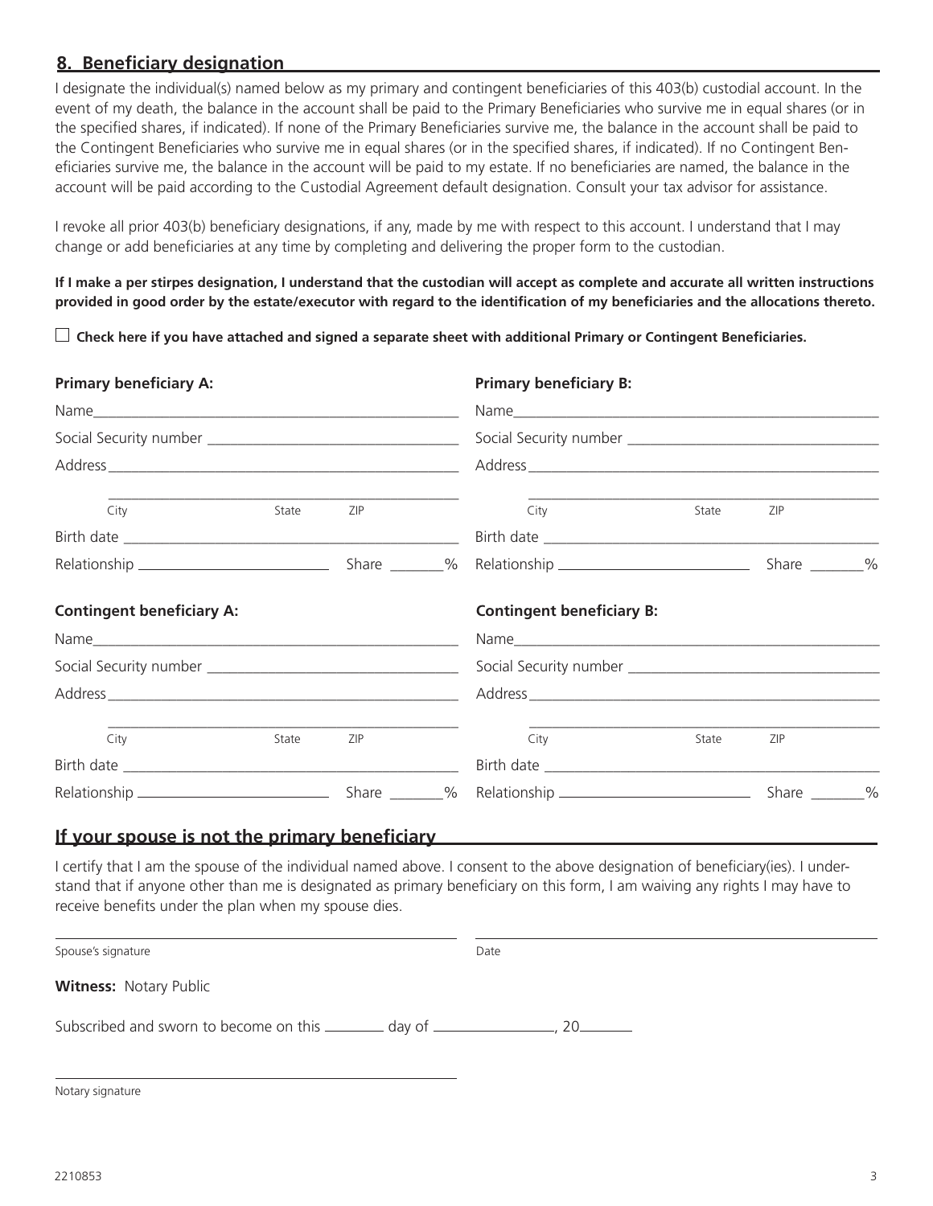## 8. Beneficiary designation

I designate the individual(s) named below as my primary and contingent beneficiaries of this 403(b) custodial account. In the event of my death, the balance in the account shall be paid to the Primary Beneficiaries who survive me in equal shares (or in the specified shares, if indicated). If none of the Primary Beneficiaries survive me, the balance in the account shall be paid to the Contingent Beneficiaries who survive me in equal shares (or in the specified shares, if indicated). If no Contingent Beneficiaries survive me, the balance in the account will be paid to my estate. If no beneficiaries are named, the balance in the account will be paid according to the Custodial Agreement default designation. Consult your tax advisor for assistance.

I revoke all prior 403(b) beneficiary designations, if any, made by me with respect to this account. I understand that I may change or add beneficiaries at any time by completing and delivering the proper form to the custodian.

**If I make a per stirpes designation, I understand that the custodian will accept as complete and accurate all written instructions provided in good order by the estate/executor with regard to the identification of my beneficiaries and the allocations thereto.**

☐ **Check here if you have attached and signed a separate sheet with additional Primary or Contingent Beneficiaries.**

**Primary beneficiary A:**

Name______________________________

Social Security number ______________________________

Address______________________________

______________________________
City State ZIP

Birth date ______________________________

Relationship ______________________________ Share _______%

**Primary beneficiary B:**

Name______________________________

Social Security number ______________________________

Address______________________________

______________________________
City State ZIP

Birth date ______________________________

Relationship ______________________________ Share _______%

**Contingent beneficiary A:**

Name______________________________

Social Security number ______________________________

Address______________________________

______________________________
City State ZIP

Birth date ______________________________

Relationship ______________________________ Share _______%

**Contingent beneficiary B:**

Name______________________________

Social Security number ______________________________

Address______________________________

______________________________
City State ZIP

Birth date ______________________________

Relationship ______________________________ Share _______%

## If your spouse is not the primary beneficiary

I certify that I am the spouse of the individual named above. I consent to the above designation of beneficiary(ies). I understand that if anyone other than me is designated as primary beneficiary on this form, I am waiving any rights I may have to receive benefits under the plan when my spouse dies.

______________________________ ______________________________
Spouse's signature Date

**Witness:** Notary Public

Subscribed and sworn to become on this ________ day of ________________, 20_______

______________________________
Notary signature

2210853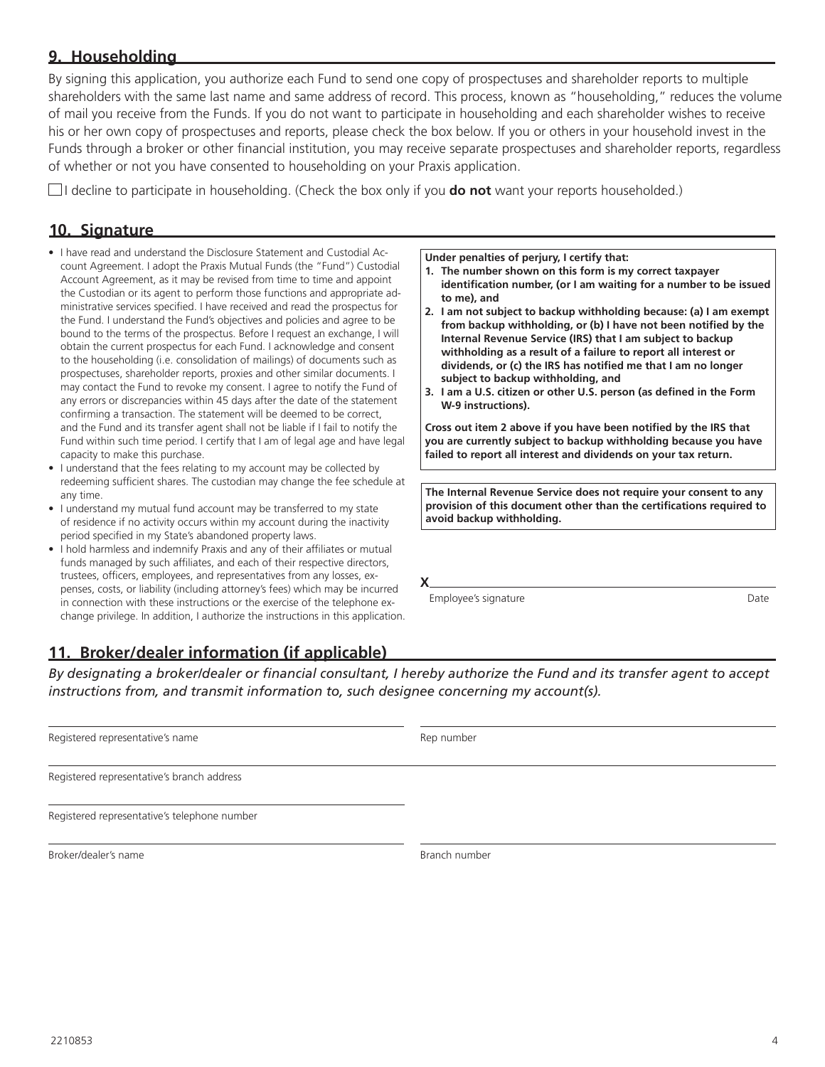## 9. Householding

By signing this application, you authorize each Fund to send one copy of prospectuses and shareholder reports to multiple shareholders with the same last name and same address of record. This process, known as "householding," reduces the volume of mail you receive from the Funds. If you do not want to participate in householding and each shareholder wishes to receive his or her own copy of prospectuses and reports, please check the box below. If you or others in your household invest in the Funds through a broker or other financial institution, you may receive separate prospectuses and shareholder reports, regardless of whether or not you have consented to householding on your Praxis application.

☐ I decline to participate in householding. (Check the box only if you **do not** want your reports householded.)

## 10. Signature

- I have read and understand the Disclosure Statement and Custodial Account Agreement. I adopt the Praxis Mutual Funds (the "Fund") Custodial Account Agreement, as it may be revised from time to time and appoint the Custodian or its agent to perform those functions and appropriate administrative services specified. I have received and read the prospectus for the Fund. I understand the Fund's objectives and policies and agree to be bound to the terms of the prospectus. Before I request an exchange, I will obtain the current prospectus for each Fund. I acknowledge and consent to the householding (i.e. consolidation of mailings) of documents such as prospectuses, shareholder reports, proxies and other similar documents. I may contact the Fund to revoke my consent. I agree to notify the Fund of any errors or discrepancies within 45 days after the date of the statement confirming a transaction. The statement will be deemed to be correct, and the Fund and its transfer agent shall not be liable if I fail to notify the Fund within such time period. I certify that I am of legal age and have legal capacity to make this purchase.
- I understand that the fees relating to my account may be collected by redeeming sufficient shares. The custodian may change the fee schedule at any time.
- I understand my mutual fund account may be transferred to my state of residence if no activity occurs within my account during the inactivity period specified in my State's abandoned property laws.
- I hold harmless and indemnify Praxis and any of their affiliates or mutual funds managed by such affiliates, and each of their respective directors, trustees, officers, employees, and representatives from any losses, expenses, costs, or liability (including attorney's fees) which may be incurred in connection with these instructions or the exercise of the telephone exchange privilege. In addition, I authorize the instructions in this application.

**Under penalties of perjury, I certify that:**

1. **The number shown on this form is my correct taxpayer identification number, (or I am waiting for a number to be issued to me), and**
2. **I am not subject to backup withholding because: (a) I am exempt from backup withholding, or (b) I have not been notified by the Internal Revenue Service (IRS) that I am subject to backup withholding as a result of a failure to report all interest or dividends, or (c) the IRS has notified me that I am no longer subject to backup withholding, and**
3. **I am a U.S. citizen or other U.S. person (as defined in the Form W-9 instructions).**

**Cross out item 2 above if you have been notified by the IRS that you are currently subject to backup withholding because you have failed to report all interest and dividends on your tax return.**

**The Internal Revenue Service does not require your consent to any provision of this document other than the certifications required to avoid backup withholding.**

X______________________________

Employee's signature　　　　Date

## 11. Broker/dealer information (if applicable)

*By designating a broker/dealer or financial consultant, I hereby authorize the Fund and its transfer agent to accept instructions from, and transmit information to, such designee concerning my account(s).*

______________________________
Registered representative's name

______________________________
Rep number

______________________________
Registered representative's branch address

______________________________
Registered representative's telephone number

______________________________
Broker/dealer's name

______________________________
Branch number

2210853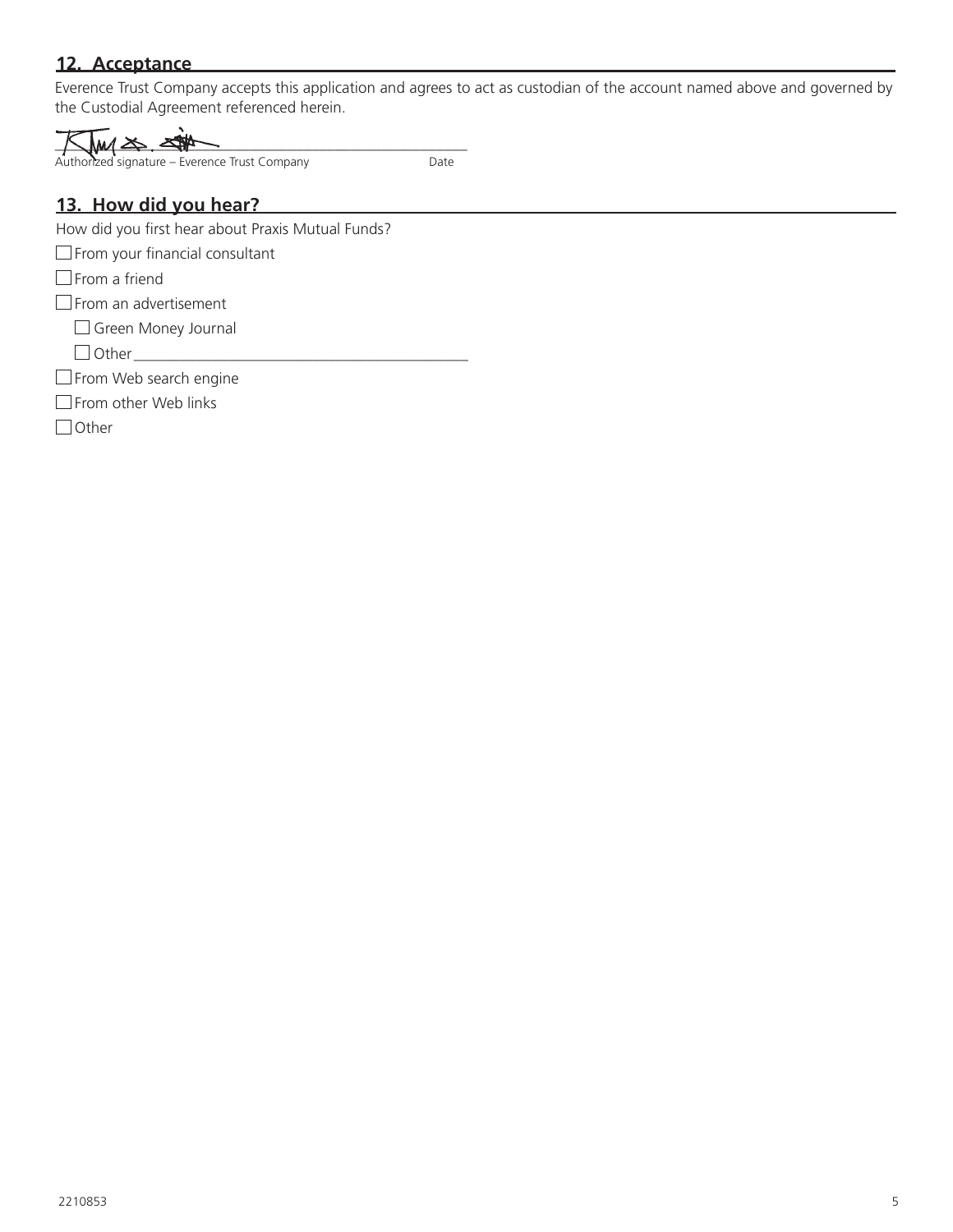## 12. Acceptance

Everence Trust Company accepts this application and agrees to act as custodian of the account named above and governed by the Custodial Agreement referenced herein.

______________________________________________
Authorized signature – Everence Trust Company     Date

## 13. How did you hear?

How did you first hear about Praxis Mutual Funds?

- ☐ From your financial consultant
- ☐ From a friend
- ☐ From an advertisement
  - ☐ Green Money Journal
  - ☐ Other ___________________________________________
- ☐ From Web search engine
- ☐ From other Web links
- ☐ Other

2210853